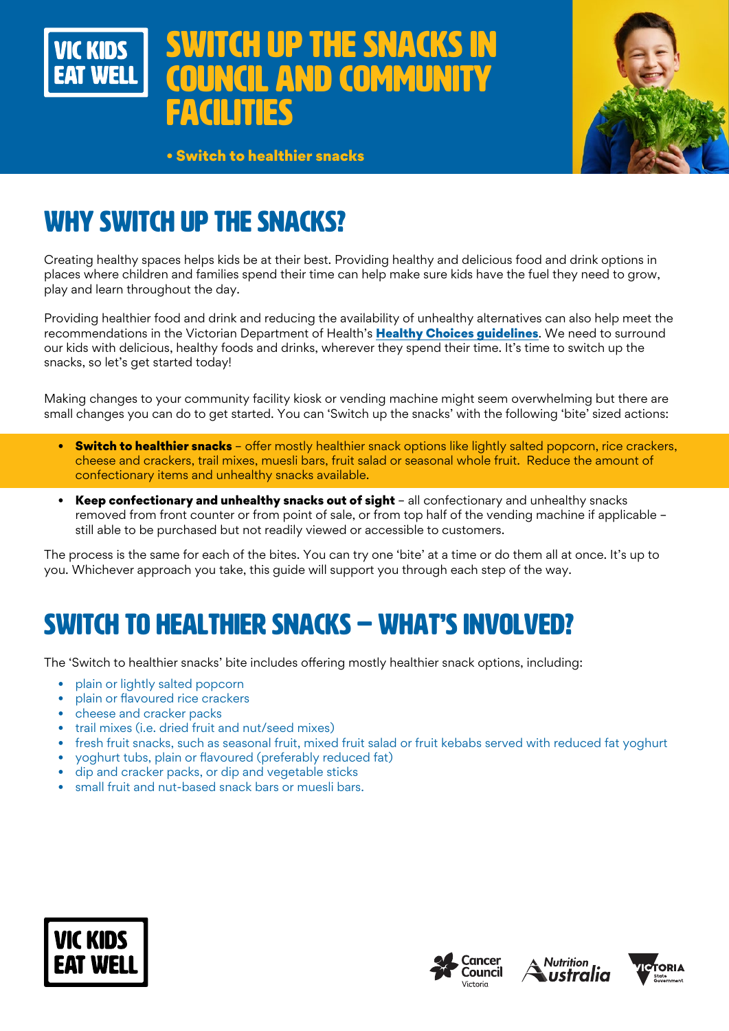VIC KIDS EAT WELL

# SWITCH UP THE SNACKS IN COUNCIL AND COMMUNITY FACILITIES

• Switch to healthier snacks

## WHY SWITCH UP THE SNACKS?

Creating healthy spaces helps kids be at their best. Providing healthy and delicious food and drink options in places where children and families spend their time can help make sure kids have the fuel they need to grow, play and learn throughout the day.

Providing healthier food and drink and reducing the availability of unhealthy alternatives can also help meet the recommendations in the Victorian Department of Health's **Healthy Choices guidelines**. We need to surround our kids with delicious, healthy foods and drinks, wherever they spend their time. It's time to switch up the snacks, so let's get started today!

Making changes to your community facility kiosk or vending machine might seem overwhelming but there are small changes you can do to get started. You can 'Switch up the snacks' with the following 'bite' sized actions:

- **Switch to healthier snacks** – offer mostly healthier snack options like lightly salted popcorn, rice crackers, cheese and crackers, trail mixes, muesli bars, fruit salad or seasonal whole fruit. Reduce the amount of confectionary items and unhealthy snacks available.
- **Keep confectionary and unhealthy snacks out of sight** – all confectionary and unhealthy snacks removed from front counter or from point of sale, or from top half of the vending machine if applicable – still able to be purchased but not readily viewed or accessible to customers.

The process is the same for each of the bites. You can try one 'bite' at a time or do them all at once. It's up to you. Whichever approach you take, this guide will support you through each step of the way.

## SWITCH TO HEALTHIER SNACKS – WHAT'S INVOLVED?

The 'Switch to healthier snacks' bite includes offering mostly healthier snack options, including:

- plain or lightly salted popcorn
- plain or flavoured rice crackers
- cheese and cracker packs
- trail mixes (i.e. dried fruit and nut/seed mixes)
- fresh fruit snacks, such as seasonal fruit, mixed fruit salad or fruit kebabs served with reduced fat yoghurt
- yoghurt tubs, plain or flavoured (preferably reduced fat)
- dip and cracker packs, or dip and vegetable sticks
- small fruit and nut-based snack bars or muesli bars.

VIC KIDS EAT WELL

Cancer Council Victoria | Nutrition Australia | Victoria State Government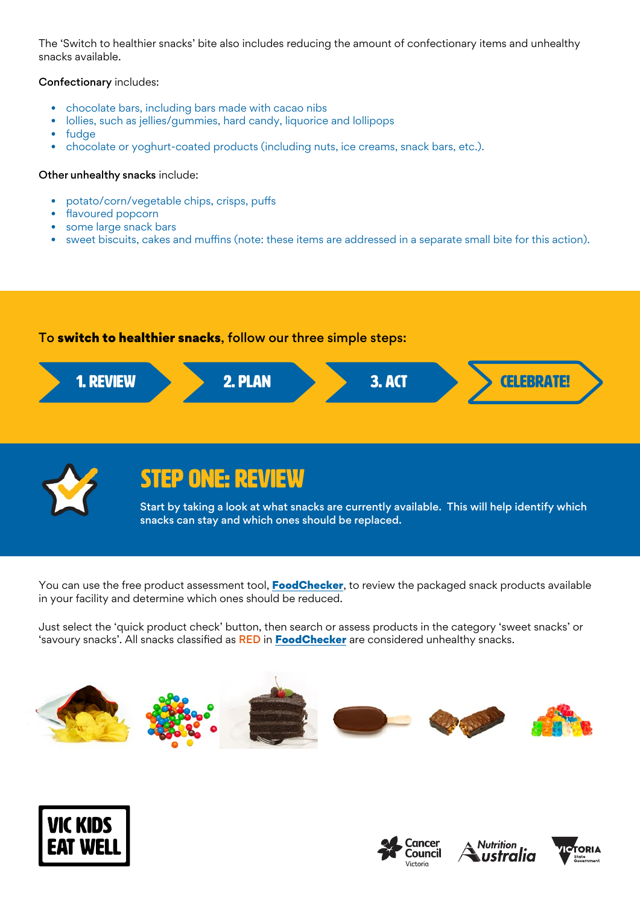The 'Switch to healthier snacks' bite also includes reducing the amount of confectionary items and unhealthy snacks available.

**Confectionary** includes:

- chocolate bars, including bars made with cacao nibs
- lollies, such as jellies/gummies, hard candy, liquorice and lollipops
- fudge
- chocolate or yoghurt-coated products (including nuts, ice creams, snack bars, etc.).

**Other unhealthy snacks** include:

- potato/corn/vegetable chips, crisps, puffs
- flavoured popcorn
- some large snack bars
- sweet biscuits, cakes and muffins (note: these items are addressed in a separate small bite for this action).

To **switch to healthier snacks**, follow our three simple steps:

**1. REVIEW** → **2. PLAN** → **3. ACT** → **CELEBRATE!**

## STEP ONE: REVIEW

Start by taking a look at what snacks are currently available. This will help identify which snacks can stay and which ones should be replaced.

You can use the free product assessment tool, **FoodChecker**, to review the packaged snack products available in your facility and determine which ones should be reduced.

Just select the 'quick product check' button, then search or assess products in the category 'sweet snacks' or 'savoury snacks'. All snacks classified as RED in **FoodChecker** are considered unhealthy snacks.

VIC KIDS EAT WELL

Cancer Council Victoria · Nutrition Australia · Victoria State Government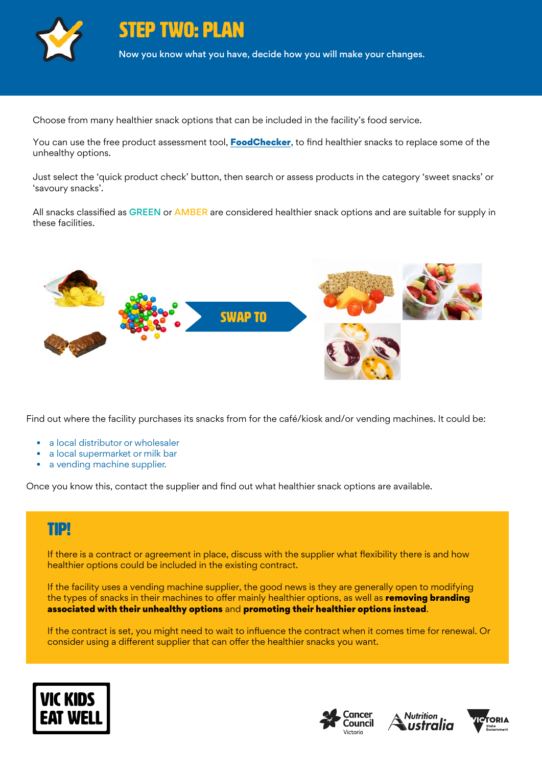# STEP TWO: PLAN

Now you know what you have, decide how you will make your changes.

Choose from many healthier snack options that can be included in the facility's food service.

You can use the free product assessment tool, **FoodChecker**, to find healthier snacks to replace some of the unhealthy options.

Just select the 'quick product check' button, then search or assess products in the category 'sweet snacks' or 'savoury snacks'.

All snacks classified as GREEN or AMBER are considered healthier snack options and are suitable for supply in these facilities.

SWAP TO

Find out where the facility purchases its snacks from for the café/kiosk and/or vending machines. It could be:

- a local distributor or wholesaler
- a local supermarket or milk bar
- a vending machine supplier.

Once you know this, contact the supplier and find out what healthier snack options are available.

## TIP!

If there is a contract or agreement in place, discuss with the supplier what flexibility there is and how healthier options could be included in the existing contract.

If the facility uses a vending machine supplier, the good news is they are generally open to modifying the types of snacks in their machines to offer mainly healthier options, as well as **removing branding associated with their unhealthy options** and **promoting their healthier options instead**.

If the contract is set, you might need to wait to influence the contract when it comes time for renewal. Or consider using a different supplier that can offer the healthier snacks you want.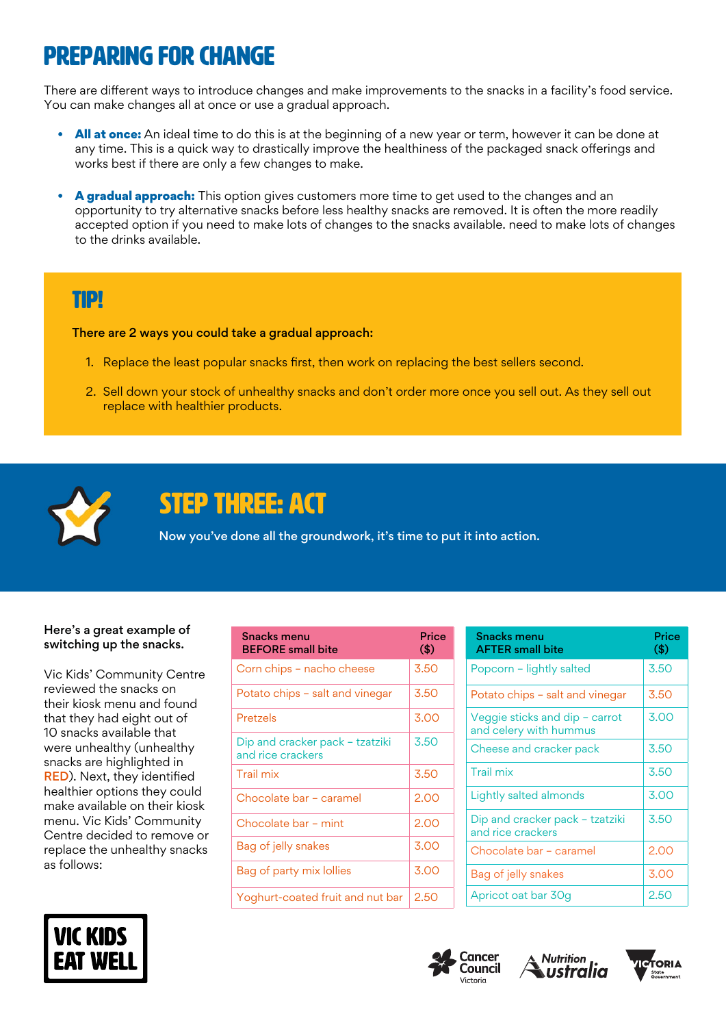# PREPARING FOR CHANGE

There are different ways to introduce changes and make improvements to the snacks in a facility's food service. You can make changes all at once or use a gradual approach.

- **All at once:** An ideal time to do this is at the beginning of a new year or term, however it can be done at any time. This is a quick way to drastically improve the healthiness of the packaged snack offerings and works best if there are only a few changes to make.
- **A gradual approach:** This option gives customers more time to get used to the changes and an opportunity to try alternative snacks before less healthy snacks are removed. It is often the more readily accepted option if you need to make lots of changes to the snacks available. need to make lots of changes to the drinks available.

## TIP!

**There are 2 ways you could take a gradual approach:**

1. Replace the least popular snacks first, then work on replacing the best sellers second.
2. Sell down your stock of unhealthy snacks and don't order more once you sell out. As they sell out replace with healthier products.

## STEP THREE: ACT

**Now you've done all the groundwork, it's time to put it into action.**

**Here's a great example of switching up the snacks.**

Vic Kids' Community Centre reviewed the snacks on their kiosk menu and found that they had eight out of 10 snacks available that were unhealthy (unhealthy snacks are highlighted in RED). Next, they identified healthier options they could make available on their kiosk menu. Vic Kids' Community Centre decided to remove or replace the unhealthy snacks as follows:

| Snacks menu BEFORE small bite | Price ($) |
|---|---|
| Corn chips – nacho cheese | 3.50 |
| Potato chips – salt and vinegar | 3.50 |
| Pretzels | 3.00 |
| Dip and cracker pack – tzatziki and rice crackers | 3.50 |
| Trail mix | 3.50 |
| Chocolate bar – caramel | 2.00 |
| Chocolate bar – mint | 2.00 |
| Bag of jelly snakes | 3.00 |
| Bag of party mix lollies | 3.00 |
| Yoghurt-coated fruit and nut bar | 2.50 |

| Snacks menu AFTER small bite | Price ($) |
|---|---|
| Popcorn – lightly salted | 3.50 |
| Potato chips – salt and vinegar | 3.50 |
| Veggie sticks and dip – carrot and celery with hummus | 3.00 |
| Cheese and cracker pack | 3.50 |
| Trail mix | 3.50 |
| Lightly salted almonds | 3.00 |
| Dip and cracker pack – tzatziki and rice crackers | 3.50 |
| Chocolate bar – caramel | 2.00 |
| Bag of jelly snakes | 3.00 |
| Apricot oat bar 30g | 2.50 |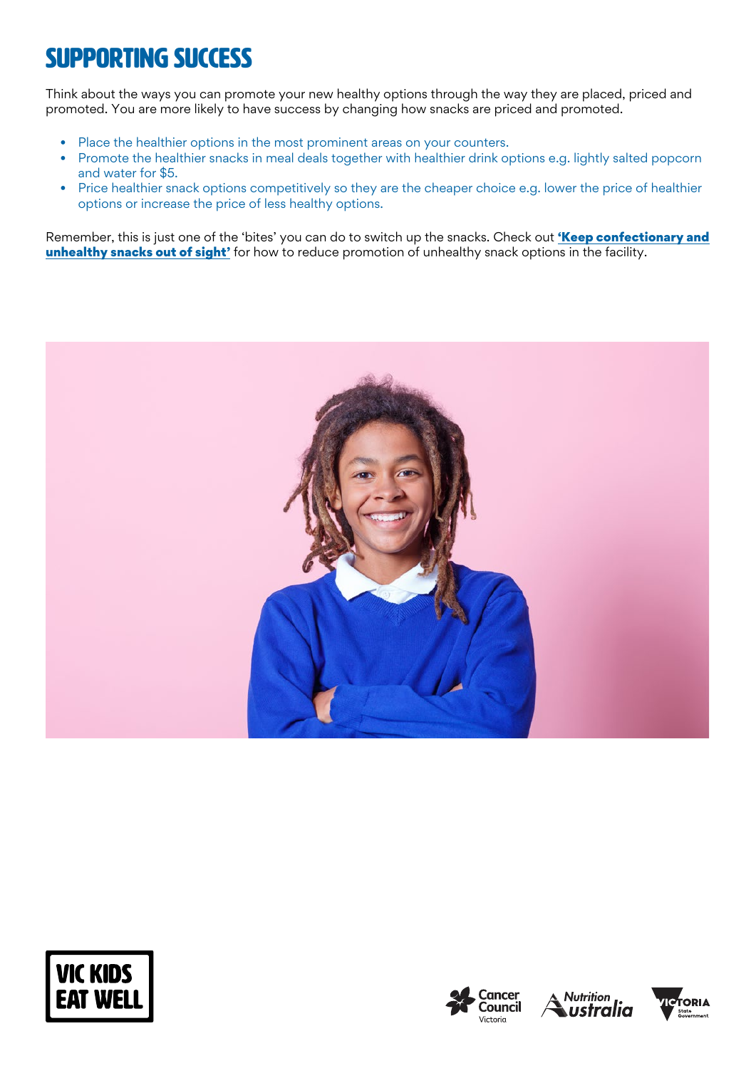# SUPPORTING SUCCESS

Think about the ways you can promote your new healthy options through the way they are placed, priced and promoted. You are more likely to have success by changing how snacks are priced and promoted.

- Place the healthier options in the most prominent areas on your counters.
- Promote the healthier snacks in meal deals together with healthier drink options e.g. lightly salted popcorn and water for $5.
- Price healthier snack options competitively so they are the cheaper choice e.g. lower the price of healthier options or increase the price of less healthy options.

Remember, this is just one of the 'bites' you can do to switch up the snacks. Check out **'Keep confectionary and unhealthy snacks out of sight'** for how to reduce promotion of unhealthy snack options in the facility.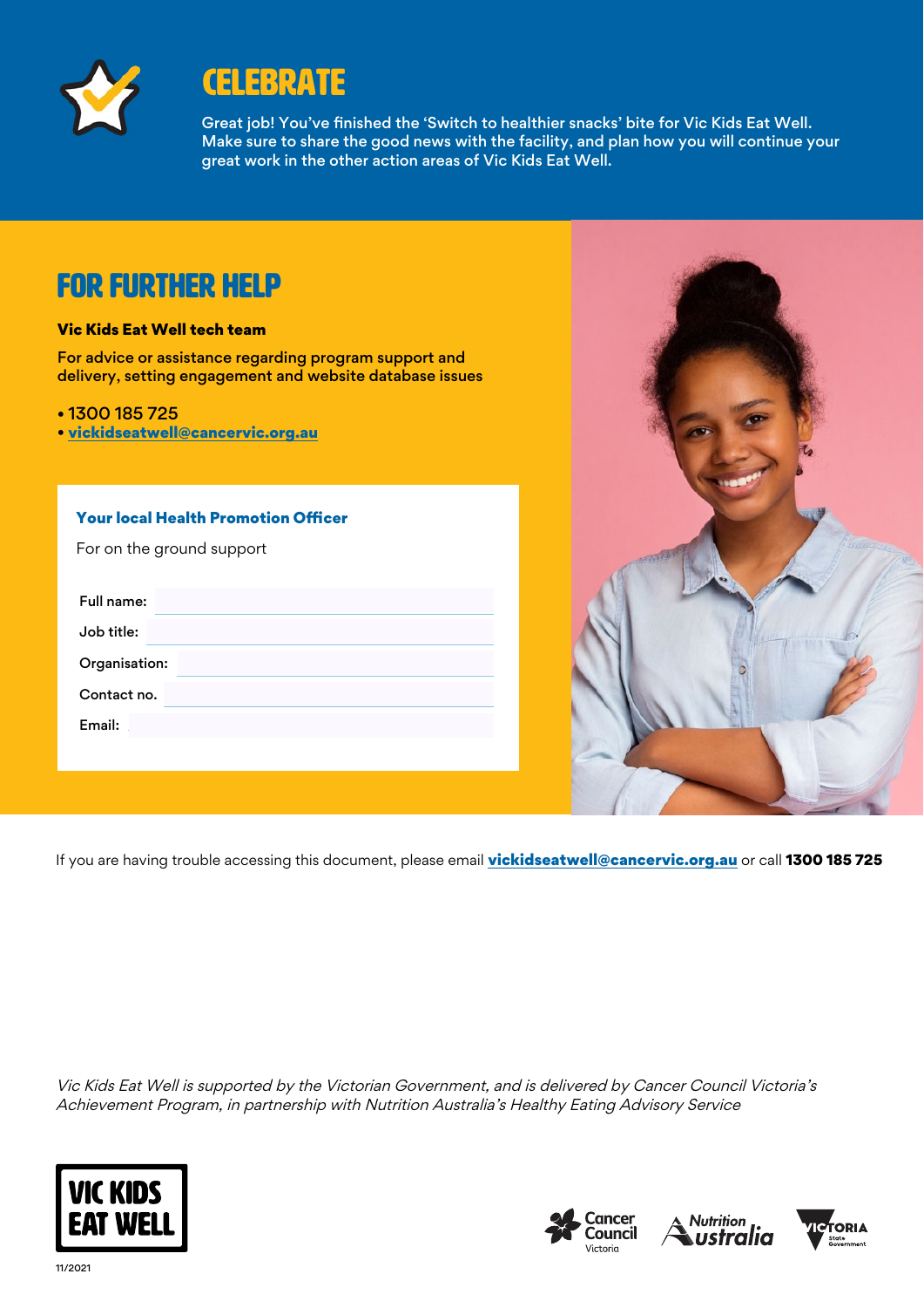# CELEBRATE

Great job! You've finished the 'Switch to healthier snacks' bite for Vic Kids Eat Well. Make sure to share the good news with the facility, and plan how you will continue your great work in the other action areas of Vic Kids Eat Well.

## FOR FURTHER HELP

**Vic Kids Eat Well tech team**

For advice or assistance regarding program support and delivery, setting engagement and website database issues

- 1300 185 725
- **vickidseatwell@cancervic.org.au**

### Your local Health Promotion Officer

For on the ground support

Full name:

Job title:

Organisation:

Contact no.

Email:

If you are having trouble accessing this document, please email **vickidseatwell@cancervic.org.au** or call **1300 185 725**

*Vic Kids Eat Well is supported by the Victorian Government, and is delivered by Cancer Council Victoria's Achievement Program, in partnership with Nutrition Australia's Healthy Eating Advisory Service*

VIC KIDS EAT WELL

Cancer Council Victoria | Nutrition Australia | Victoria State Government

11/2021